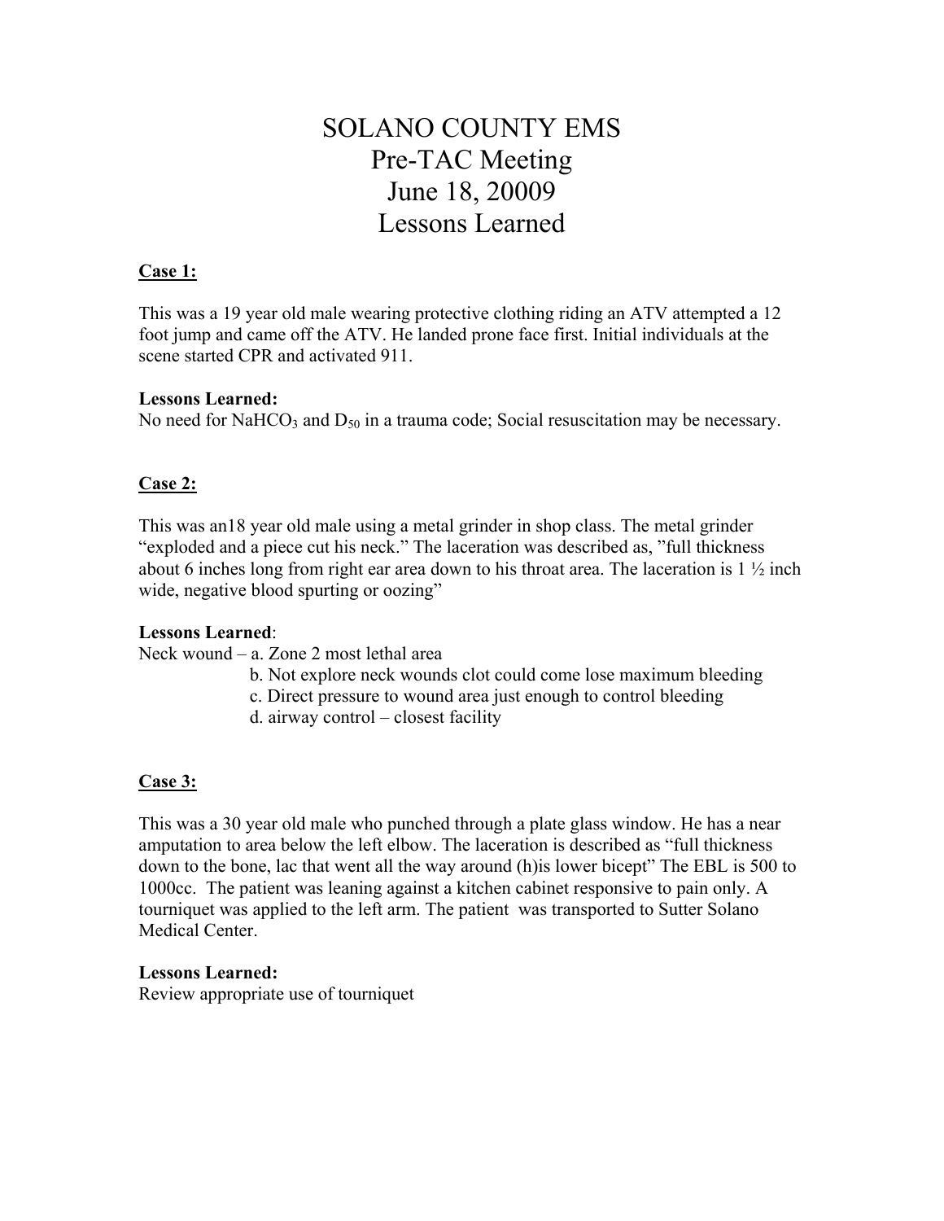# SOLANO COUNTY EMS
# Pre-TAC Meeting
# June 18, 20009
# Lessons Learned

**Case 1:**

This was a 19 year old male wearing protective clothing riding an ATV attempted a 12 foot jump and came off the ATV. He landed prone face first. Initial individuals at the scene started CPR and activated 911.

**Lessons Learned:**
No need for $NaHCO_3$ and $D_{50}$ in a trauma code; Social resuscitation may be necessary.

**Case 2:**

This was an18 year old male using a metal grinder in shop class. The metal grinder "exploded and a piece cut his neck." The laceration was described as, "full thickness about 6 inches long from right ear area down to his throat area. The laceration is 1 ½ inch wide, negative blood spurting or oozing"

**Lessons Learned**:
Neck wound – a. Zone 2 most lethal area
b. Not explore neck wounds clot could come lose maximum bleeding
c. Direct pressure to wound area just enough to control bleeding
d. airway control – closest facility

**Case 3:**

This was a 30 year old male who punched through a plate glass window. He has a near amputation to area below the left elbow. The laceration is described as "full thickness down to the bone, lac that went all the way around (h)is lower bicept" The EBL is 500 to 1000cc. The patient was leaning against a kitchen cabinet responsive to pain only. A tourniquet was applied to the left arm. The patient was transported to Sutter Solano Medical Center.

**Lessons Learned:**
Review appropriate use of tourniquet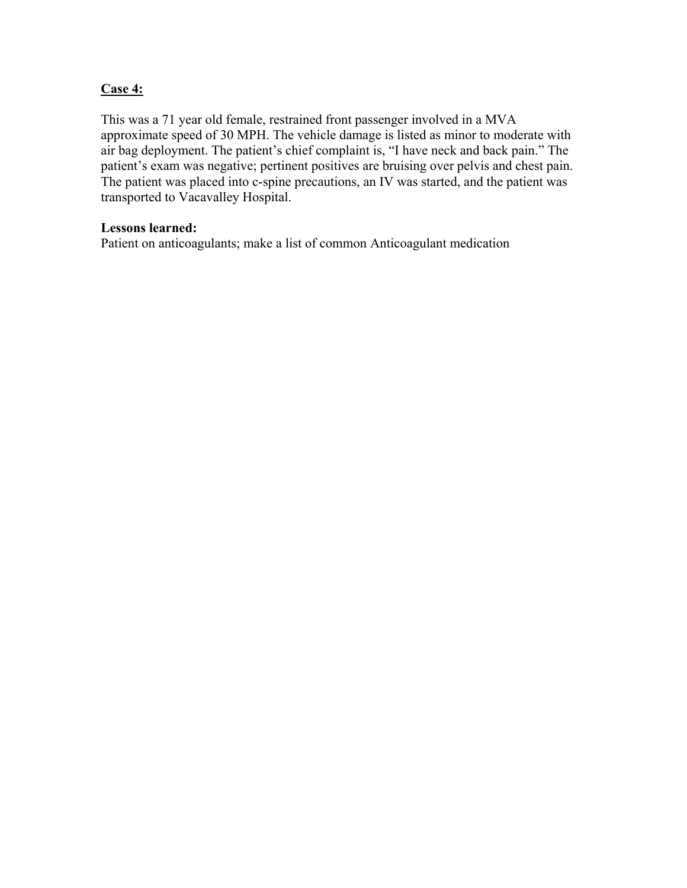## Case 4:

This was a 71 year old female, restrained front passenger involved in a MVA approximate speed of 30 MPH. The vehicle damage is listed as minor to moderate with air bag deployment. The patient's chief complaint is, "I have neck and back pain." The patient's exam was negative; pertinent positives are bruising over pelvis and chest pain. The patient was placed into c-spine precautions, an IV was started, and the patient was transported to Vacavalley Hospital.

**Lessons learned:**
Patient on anticoagulants; make a list of common Anticoagulant medication